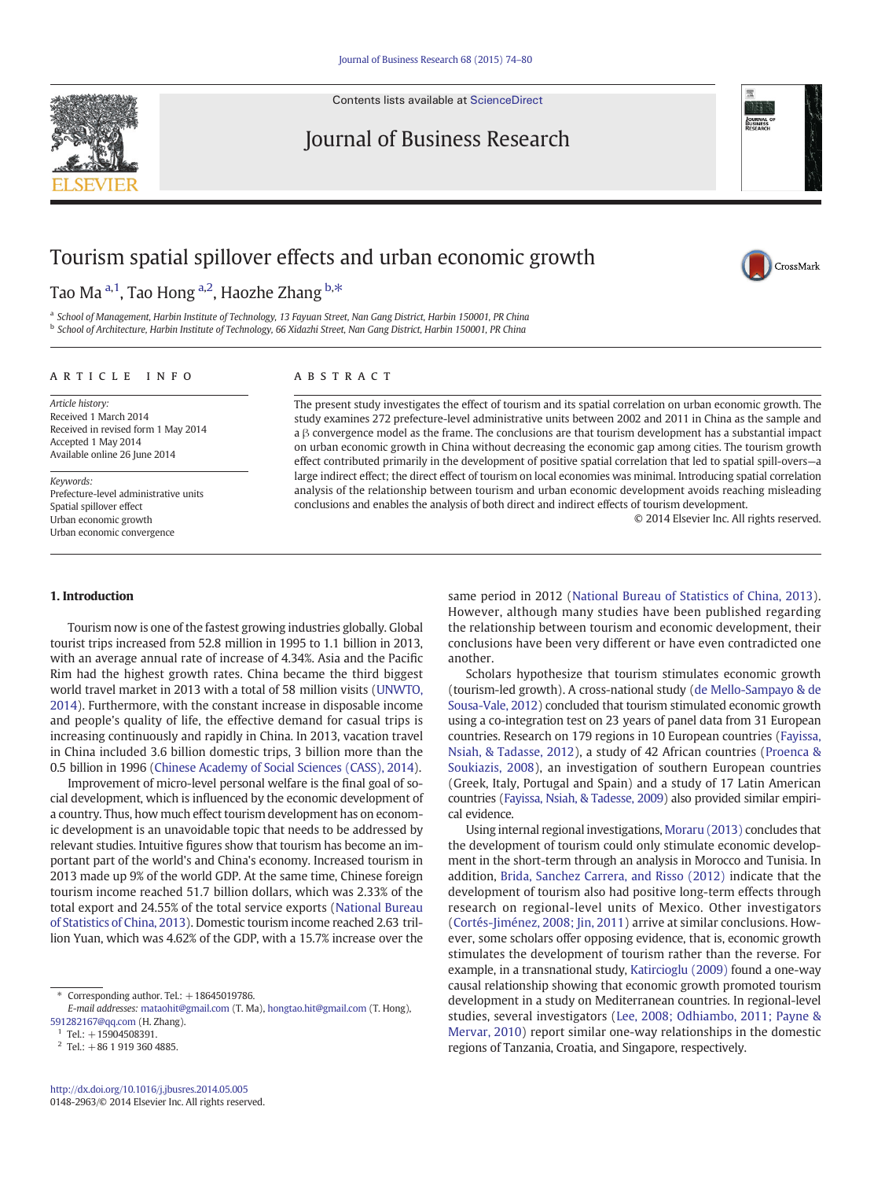# Tourism spatial spillover effects and urban economic growth

Tao Ma [a,1], Tao Hong [a,2], Haozhe Zhang [b,*]

[a] School of Management, Harbin Institute of Technology, 13 Fayuan Street, Nan Gang District, Harbin 150001, PR China
[b] School of Architecture, Harbin Institute of Technology, 66 Xidazhi Street, Nan Gang District, Harbin 150001, PR China

## ARTICLE INFO

*Article history:*
Received 1 March 2014
Received in revised form 1 May 2014
Accepted 1 May 2014
Available online 26 June 2014

*Keywords:*
Prefecture-level administrative units
Spatial spillover effect
Urban economic growth
Urban economic convergence

## ABSTRACT

The present study investigates the effect of tourism and its spatial correlation on urban economic growth. The study examines 272 prefecture-level administrative units between 2002 and 2011 in China as the sample and a β convergence model as the frame. The conclusions are that tourism development has a substantial impact on urban economic growth in China without decreasing the economic gap among cities. The tourism growth effect contributed primarily in the development of positive spatial correlation that led to spatial spill-overs—a large indirect effect; the direct effect of tourism on local economies was minimal. Introducing spatial correlation analysis of the relationship between tourism and urban economic development avoids reaching misleading conclusions and enables the analysis of both direct and indirect effects of tourism development.

© 2014 Elsevier Inc. All rights reserved.

## 1. Introduction

Tourism now is one of the fastest growing industries globally. Global tourist trips increased from 52.8 million in 1995 to 1.1 billion in 2013, with an average annual rate of increase of 4.34%. Asia and the Pacific Rim had the highest growth rates. China became the third biggest world travel market in 2013 with a total of 58 million visits (UNWTO, 2014). Furthermore, with the constant increase in disposable income and people's quality of life, the effective demand for casual trips is increasing continuously and rapidly in China. In 2013, vacation travel in China included 3.6 billion domestic trips, 3 billion more than the 0.5 billion in 1996 (Chinese Academy of Social Sciences (CASS), 2014).

Improvement of micro-level personal welfare is the final goal of social development, which is influenced by the economic development of a country. Thus, how much effect tourism development has on economic development is an unavoidable topic that needs to be addressed by relevant studies. Intuitive figures show that tourism has become an important part of the world's and China's economy. Increased tourism in 2013 made up 9% of the world GDP. At the same time, Chinese foreign tourism income reached 51.7 billion dollars, which was 2.33% of the total export and 24.55% of the total service exports (National Bureau of Statistics of China, 2013). Domestic tourism income reached 2.63 trillion Yuan, which was 4.62% of the GDP, with a 15.7% increase over the same period in 2012 (National Bureau of Statistics of China, 2013). However, although many studies have been published regarding the relationship between tourism and economic development, their conclusions have been very different or have even contradicted one another.

Scholars hypothesize that tourism stimulates economic growth (tourism-led growth). A cross-national study (de Mello-Sampayo & de Sousa-Vale, 2012) concluded that tourism stimulated economic growth using a co-integration test on 23 years of panel data from 31 European countries. Research on 179 regions in 10 European countries (Fayissa, Nsiah, & Tadasse, 2012), a study of 42 African countries (Proenca & Soukiazis, 2008), an investigation of southern European countries (Greek, Italy, Portugal and Spain) and a study of 17 Latin American countries (Fayissa, Nsiah, & Tadesse, 2009) also provided similar empirical evidence.

Using internal regional investigations, Moraru (2013) concludes that the development of tourism could only stimulate economic development in the short-term through an analysis in Morocco and Tunisia. In addition, Brida, Sanchez Carrera, and Risso (2012) indicate that the development of tourism also had positive long-term effects through research on regional-level units of Mexico. Other investigators (Cortés-Jiménez, 2008; Jin, 2011) arrive at similar conclusions. However, some scholars offer opposing evidence, that is, economic growth stimulates the development of tourism rather than the reverse. For example, in a transnational study, Katircioglu (2009) found a one-way causal relationship showing that economic growth promoted tourism development in a study on Mediterranean countries. In regional-level studies, several investigators (Lee, 2008; Odhiambo, 2011; Payne & Mervar, 2010) report similar one-way relationships in the domestic regions of Tanzania, Croatia, and Singapore, respectively.

* Corresponding author. Tel.: +18645019786.
E-mail addresses: mataohit@gmail.com (T. Ma), hongtao.hit@gmail.com (T. Hong), 591282167@qq.com (H. Zhang).
[1] Tel.: +15904508391.
[2] Tel.: +86 1 919 360 4885.

http://dx.doi.org/10.1016/j.jbusres.2014.05.005
0148-2963/© 2014 Elsevier Inc. All rights reserved.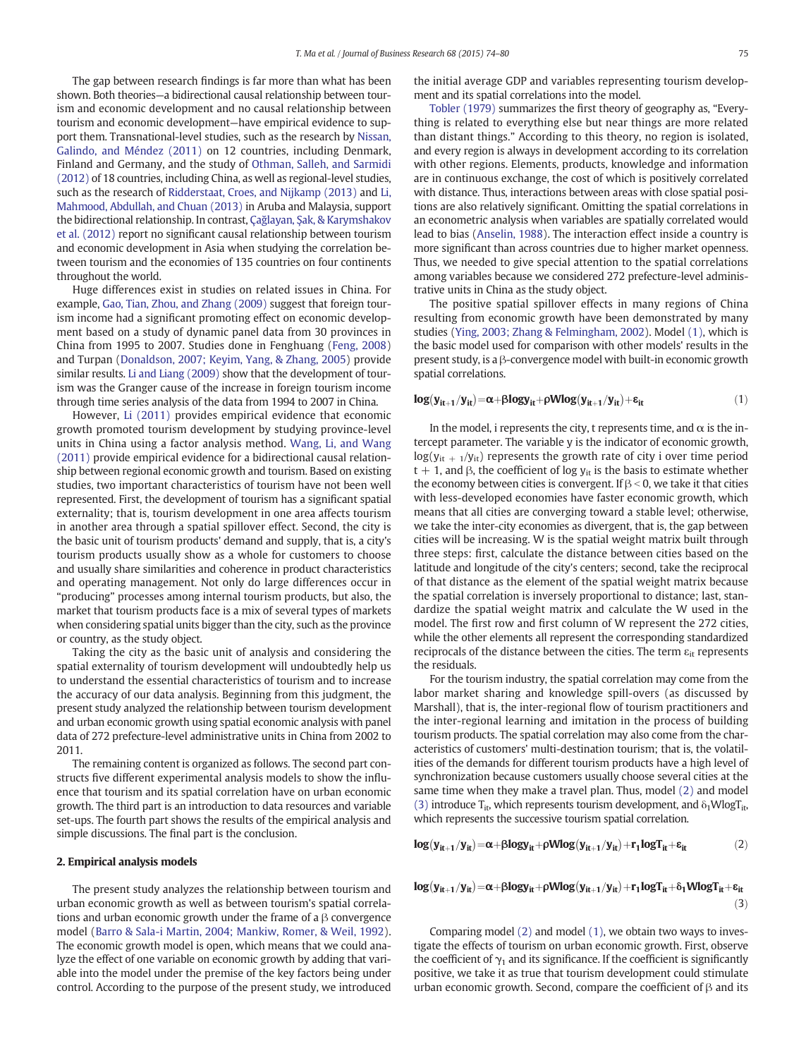The gap between research findings is far more than what has been shown. Both theories—a bidirectional causal relationship between tourism and economic development and no causal relationship between tourism and economic development—have empirical evidence to support them. Transnational-level studies, such as the research by Nissan, Galindo, and Méndez (2011) on 12 countries, including Denmark, Finland and Germany, and the study of Othman, Salleh, and Sarmidi (2012) of 18 countries, including China, as well as regional-level studies, such as the research of Ridderstaat, Croes, and Nijkamp (2013) and Li, Mahmood, Abdullah, and Chuan (2013) in Aruba and Malaysia, support the bidirectional relationship. In contrast, Çağlayan, Şak, & Karymshakov et al. (2012) report no significant causal relationship between tourism and economic development in Asia when studying the correlation between tourism and the economies of 135 countries on four continents throughout the world.

Huge differences exist in studies on related issues in China. For example, Gao, Tian, Zhou, and Zhang (2009) suggest that foreign tourism income had a significant promoting effect on economic development based on a study of dynamic panel data from 30 provinces in China from 1995 to 2007. Studies done in Fenghuang (Feng, 2008) and Turpan (Donaldson, 2007; Keyim, Yang, & Zhang, 2005) provide similar results. Li and Liang (2009) show that the development of tourism was the Granger cause of the increase in foreign tourism income through time series analysis of the data from 1994 to 2007 in China.

However, Li (2011) provides empirical evidence that economic growth promoted tourism development by studying province-level units in China using a factor analysis method. Wang, Li, and Wang (2011) provide empirical evidence for a bidirectional causal relationship between regional economic growth and tourism. Based on existing studies, two important characteristics of tourism have not been well represented. First, the development of tourism has a significant spatial externality; that is, tourism development in one area affects tourism in another area through a spatial spillover effect. Second, the city is the basic unit of tourism products' demand and supply, that is, a city's tourism products usually show as a whole for customers to choose and usually share similarities and coherence in product characteristics and operating management. Not only do large differences occur in "producing" processes among internal tourism products, but also, the market that tourism products face is a mix of several types of markets when considering spatial units bigger than the city, such as the province or country, as the study object.

Taking the city as the basic unit of analysis and considering the spatial externality of tourism development will undoubtedly help us to understand the essential characteristics of tourism and to increase the accuracy of our data analysis. Beginning from this judgment, the present study analyzed the relationship between tourism development and urban economic growth using spatial economic analysis with panel data of 272 prefecture-level administrative units in China from 2002 to 2011.

The remaining content is organized as follows. The second part constructs five different experimental analysis models to show the influence that tourism and its spatial correlation have on urban economic growth. The third part is an introduction to data resources and variable set-ups. The fourth part shows the results of the empirical analysis and simple discussions. The final part is the conclusion.

## 2. Empirical analysis models

The present study analyzes the relationship between tourism and urban economic growth as well as between tourism's spatial correlations and urban economic growth under the frame of a $\beta$ convergence model (Barro & Sala-i Martin, 2004; Mankiw, Romer, & Weil, 1992). The economic growth model is open, which means that we could analyze the effect of one variable on economic growth by adding that variable into the model under the premise of the key factors being under control. According to the purpose of the present study, we introduced the initial average GDP and variables representing tourism development and its spatial correlations into the model.

Tobler (1979) summarizes the first theory of geography as, "Everything is related to everything else but near things are more related than distant things." According to this theory, no region is isolated, and every region is always in development according to its correlation with other regions. Elements, products, knowledge and information are in continuous exchange, the cost of which is positively correlated with distance. Thus, interactions between areas with close spatial positions are also relatively significant. Omitting the spatial correlations in an econometric analysis when variables are spatially correlated would lead to bias (Anselin, 1988). The interaction effect inside a country is more significant than across countries due to higher market openness. Thus, we needed to give special attention to the spatial correlations among variables because we considered 272 prefecture-level administrative units in China as the study object.

The positive spatial spillover effects in many regions of China resulting from economic growth have been demonstrated by many studies (Ying, 2003; Zhang & Felmingham, 2002). Model (1), which is the basic model used for comparison with other models' results in the present study, is a $\beta$-convergence model with built-in economic growth spatial correlations.

$$\log(y_{it+1}/y_{it}) = \alpha + \beta \log y_{it} + \rho W \log(y_{it+1}/y_{it}) + \varepsilon_{it} \tag{1}$$

In the model, i represents the city, t represents time, and $\alpha$ is the intercept parameter. The variable y is the indicator of economic growth, $\log(y_{it+1}/y_{it})$ represents the growth rate of city i over time period t + 1, and $\beta$, the coefficient of $\log y_{it}$ is the basis to estimate whether the economy between cities is convergent. If $\beta < 0$, we take it that cities with less-developed economies have faster economic growth, which means that all cities are converging toward a stable level; otherwise, we take the inter-city economies as divergent, that is, the gap between cities will be increasing. W is the spatial weight matrix built through three steps: first, calculate the distance between cities based on the latitude and longitude of the city's centers; second, take the reciprocal of that distance as the element of the spatial weight matrix because the spatial correlation is inversely proportional to distance; last, standardize the spatial weight matrix and calculate the W used in the model. The first row and first column of W represent the 272 cities, while the other elements all represent the corresponding standardized reciprocals of the distance between the cities. The term $\varepsilon_{it}$ represents the residuals.

For the tourism industry, the spatial correlation may come from the labor market sharing and knowledge spill-overs (as discussed by Marshall), that is, the inter-regional flow of tourism practitioners and the inter-regional learning and imitation in the process of building tourism products. The spatial correlation may also come from the characteristics of customers' multi-destination tourism; that is, the volatilities of the demands for different tourism products have a high level of synchronization because customers usually choose several cities at the same time when they make a travel plan. Thus, model (2) and model (3) introduce $T_{it}$, which represents tourism development, and $\delta_1 W \log T_{it}$, which represents the successive tourism spatial correlation.

$$\log(y_{it+1}/y_{it}) = \alpha + \beta \log y_{it} + \rho W \log(y_{it+1}/y_{it}) + r_1 \log T_{it} + \varepsilon_{it} \tag{2}$$

$$\log(y_{it+1}/y_{it}) = \alpha + \beta \log y_{it} + \rho W \log(y_{it+1}/y_{it}) + r_1 \log T_{it} + \delta_1 W \log T_{it} + \varepsilon_{it} \tag{3}$$

Comparing model (2) and model (1), we obtain two ways to investigate the effects of tourism on urban economic growth. First, observe the coefficient of $\gamma_1$ and its significance. If the coefficient is significantly positive, we take it as true that tourism development could stimulate urban economic growth. Second, compare the coefficient of $\beta$ and its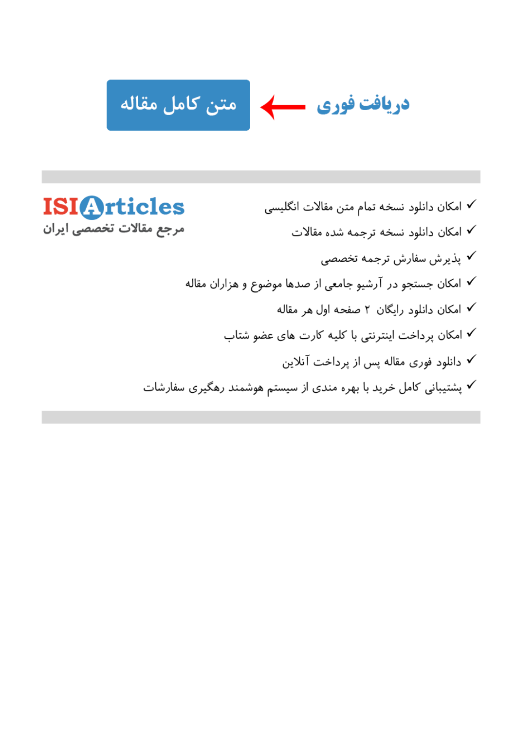دریافت فوری ← متن کامل مقاله

**ISIArticles**
مرجع مقالات تخصصی ایران

- ✓ امکان دانلود نسخه تمام متن مقالات انگلیسی
- ✓ امکان دانلود نسخه ترجمه شده مقالات
- ✓ پذیرش سفارش ترجمه تخصصی
- ✓ امکان جستجو در آرشیو جامعی از صدها موضوع و هزاران مقاله
- ✓ امکان دانلود رایگان ۲ صفحه اول هر مقاله
- ✓ امکان پرداخت اینترنتی با کلیه کارت های عضو شتاب
- ✓ دانلود فوری مقاله پس از پرداخت آنلاین
- ✓ پشتیبانی کامل خرید با بهره مندی از سیستم هوشمند رهگیری سفارشات